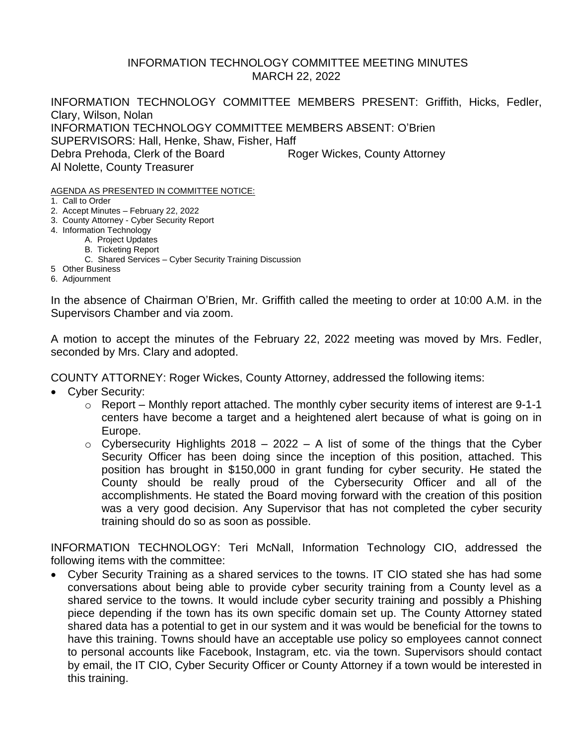# INFORMATION TECHNOLOGY COMMITTEE MEETING MINUTES
## MARCH 22, 2022

INFORMATION TECHNOLOGY COMMITTEE MEMBERS PRESENT: Griffith, Hicks, Fedler, Clary, Wilson, Nolan
INFORMATION TECHNOLOGY COMMITTEE MEMBERS ABSENT: O'Brien
SUPERVISORS: Hall, Henke, Shaw, Fisher, Haff
Debra Prehoda, Clerk of the Board Roger Wickes, County Attorney
Al Nolette, County Treasurer

AGENDA AS PRESENTED IN COMMITTEE NOTICE:

1. Call to Order
2. Accept Minutes – February 22, 2022
3. County Attorney - Cyber Security Report
4. Information Technology
   - A. Project Updates
   - B. Ticketing Report
   - C. Shared Services – Cyber Security Training Discussion
5. Other Business
6. Adjournment

In the absence of Chairman O'Brien, Mr. Griffith called the meeting to order at 10:00 A.M. in the Supervisors Chamber and via zoom.

A motion to accept the minutes of the February 22, 2022 meeting was moved by Mrs. Fedler, seconded by Mrs. Clary and adopted.

COUNTY ATTORNEY: Roger Wickes, County Attorney, addressed the following items:

- Cyber Security:
  - Report – Monthly report attached. The monthly cyber security items of interest are 9-1-1 centers have become a target and a heightened alert because of what is going on in Europe.
  - Cybersecurity Highlights 2018 – 2022 – A list of some of the things that the Cyber Security Officer has been doing since the inception of this position, attached. This position has brought in $150,000 in grant funding for cyber security. He stated the County should be really proud of the Cybersecurity Officer and all of the accomplishments. He stated the Board moving forward with the creation of this position was a very good decision. Any Supervisor that has not completed the cyber security training should do so as soon as possible.

INFORMATION TECHNOLOGY: Teri McNall, Information Technology CIO, addressed the following items with the committee:

- Cyber Security Training as a shared services to the towns. IT CIO stated she has had some conversations about being able to provide cyber security training from a County level as a shared service to the towns. It would include cyber security training and possibly a Phishing piece depending if the town has its own specific domain set up. The County Attorney stated shared data has a potential to get in our system and it was would be beneficial for the towns to have this training. Towns should have an acceptable use policy so employees cannot connect to personal accounts like Facebook, Instagram, etc. via the town. Supervisors should contact by email, the IT CIO, Cyber Security Officer or County Attorney if a town would be interested in this training.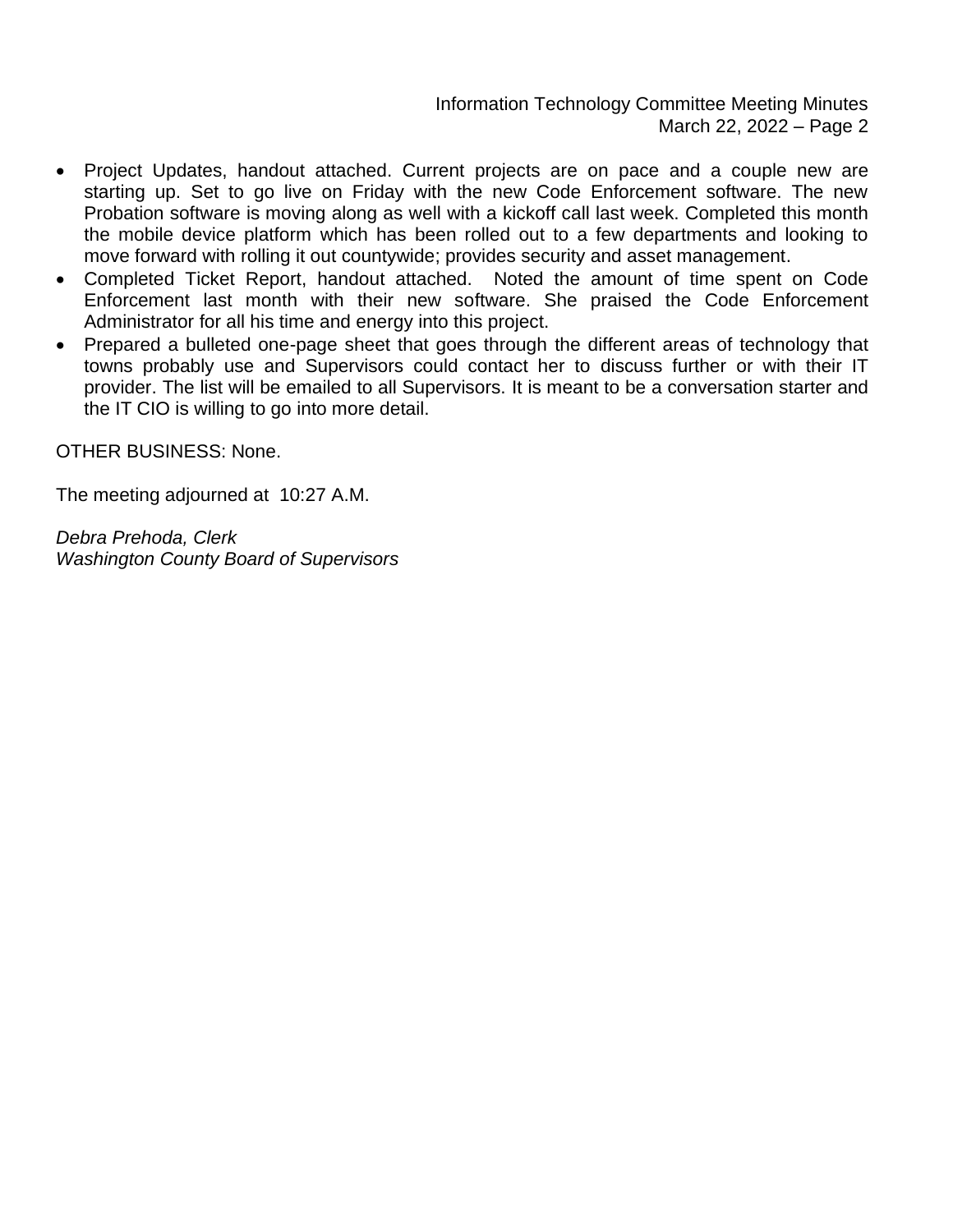- Project Updates, handout attached. Current projects are on pace and a couple new are starting up. Set to go live on Friday with the new Code Enforcement software. The new Probation software is moving along as well with a kickoff call last week. Completed this month the mobile device platform which has been rolled out to a few departments and looking to move forward with rolling it out countywide; provides security and asset management.
- Completed Ticket Report, handout attached. Noted the amount of time spent on Code Enforcement last month with their new software. She praised the Code Enforcement Administrator for all his time and energy into this project.
- Prepared a bulleted one-page sheet that goes through the different areas of technology that towns probably use and Supervisors could contact her to discuss further or with their IT provider. The list will be emailed to all Supervisors. It is meant to be a conversation starter and the IT CIO is willing to go into more detail.

OTHER BUSINESS: None.

The meeting adjourned at 10:27 A.M.

*Debra Prehoda, Clerk*
*Washington County Board of Supervisors*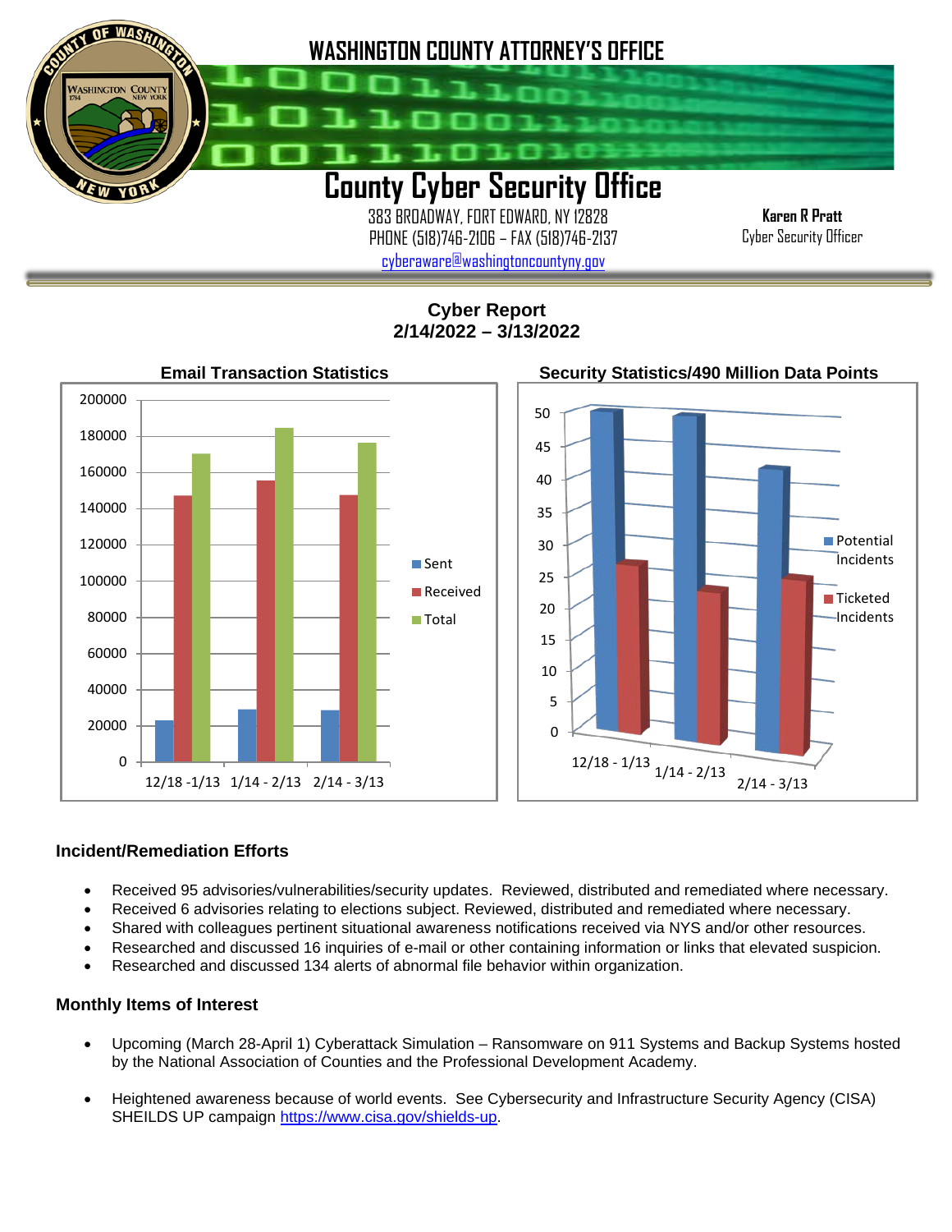# WASHINGTON COUNTY ATTORNEY'S OFFICE

# County Cyber Security Office

383 BROADWAY, FORT EDWARD, NY 12828
PHONE (518)746-2106 – FAX (518)746-2137
cyberaware@washingtoncountyny.gov

**Karen R Pratt**
Cyber Security Officer

## Cyber Report
## 2/14/2022 – 3/13/2022

**Email Transaction Statistics**

**Security Statistics/490 Million Data Points**

### Incident/Remediation Efforts

- Received 95 advisories/vulnerabilities/security updates. Reviewed, distributed and remediated where necessary.
- Received 6 advisories relating to elections subject. Reviewed, distributed and remediated where necessary.
- Shared with colleagues pertinent situational awareness notifications received via NYS and/or other resources.
- Researched and discussed 16 inquiries of e-mail or other containing information or links that elevated suspicion.
- Researched and discussed 134 alerts of abnormal file behavior within organization.

### Monthly Items of Interest

- Upcoming (March 28-April 1) Cyberattack Simulation – Ransomware on 911 Systems and Backup Systems hosted by the National Association of Counties and the Professional Development Academy.
- Heightened awareness because of world events. See Cybersecurity and Infrastructure Security Agency (CISA) SHEILDS UP campaign https://www.cisa.gov/shields-up.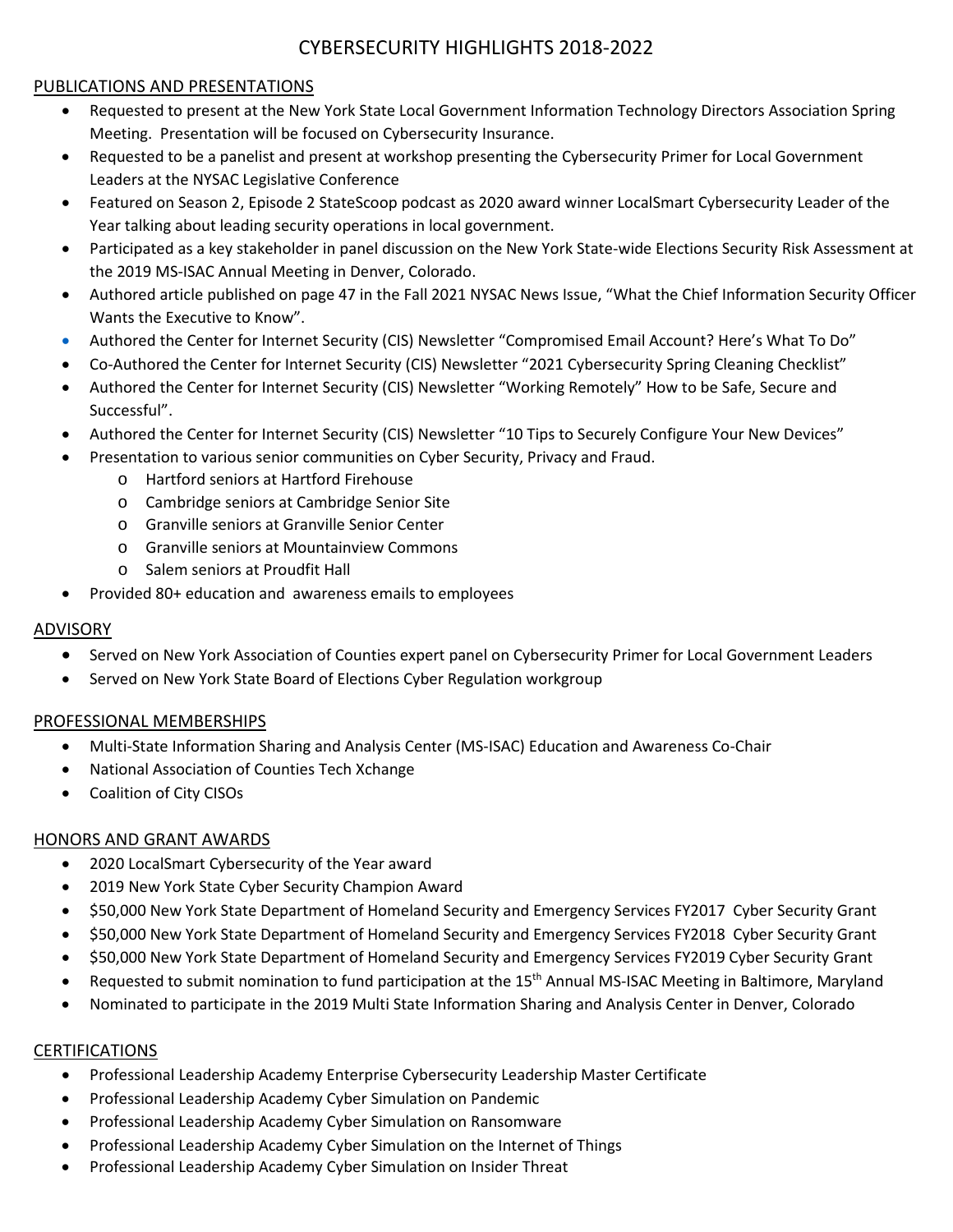# CYBERSECURITY HIGHLIGHTS 2018-2022

## PUBLICATIONS AND PRESENTATIONS

- Requested to present at the New York State Local Government Information Technology Directors Association Spring Meeting. Presentation will be focused on Cybersecurity Insurance.
- Requested to be a panelist and present at workshop presenting the Cybersecurity Primer for Local Government Leaders at the NYSAC Legislative Conference
- Featured on Season 2, Episode 2 StateScoop podcast as 2020 award winner LocalSmart Cybersecurity Leader of the Year talking about leading security operations in local government.
- Participated as a key stakeholder in panel discussion on the New York State-wide Elections Security Risk Assessment at the 2019 MS-ISAC Annual Meeting in Denver, Colorado.
- Authored article published on page 47 in the Fall 2021 NYSAC News Issue, "What the Chief Information Security Officer Wants the Executive to Know".
- Authored the Center for Internet Security (CIS) Newsletter "Compromised Email Account? Here's What To Do"
- Co-Authored the Center for Internet Security (CIS) Newsletter "2021 Cybersecurity Spring Cleaning Checklist"
- Authored the Center for Internet Security (CIS) Newsletter "Working Remotely" How to be Safe, Secure and Successful".
- Authored the Center for Internet Security (CIS) Newsletter "10 Tips to Securely Configure Your New Devices"
- Presentation to various senior communities on Cyber Security, Privacy and Fraud.
  - Hartford seniors at Hartford Firehouse
  - Cambridge seniors at Cambridge Senior Site
  - Granville seniors at Granville Senior Center
  - Granville seniors at Mountainview Commons
  - Salem seniors at Proudfit Hall
- Provided 80+ education and awareness emails to employees

## ADVISORY

- Served on New York Association of Counties expert panel on Cybersecurity Primer for Local Government Leaders
- Served on New York State Board of Elections Cyber Regulation workgroup

## PROFESSIONAL MEMBERSHIPS

- Multi-State Information Sharing and Analysis Center (MS-ISAC) Education and Awareness Co-Chair
- National Association of Counties Tech Xchange
- Coalition of City CISOs

## HONORS AND GRANT AWARDS

- 2020 LocalSmart Cybersecurity of the Year award
- 2019 New York State Cyber Security Champion Award
- $50,000 New York State Department of Homeland Security and Emergency Services FY2017 Cyber Security Grant
- $50,000 New York State Department of Homeland Security and Emergency Services FY2018 Cyber Security Grant
- $50,000 New York State Department of Homeland Security and Emergency Services FY2019 Cyber Security Grant
- Requested to submit nomination to fund participation at the 15th Annual MS-ISAC Meeting in Baltimore, Maryland
- Nominated to participate in the 2019 Multi State Information Sharing and Analysis Center in Denver, Colorado

## CERTIFICATIONS

- Professional Leadership Academy Enterprise Cybersecurity Leadership Master Certificate
- Professional Leadership Academy Cyber Simulation on Pandemic
- Professional Leadership Academy Cyber Simulation on Ransomware
- Professional Leadership Academy Cyber Simulation on the Internet of Things
- Professional Leadership Academy Cyber Simulation on Insider Threat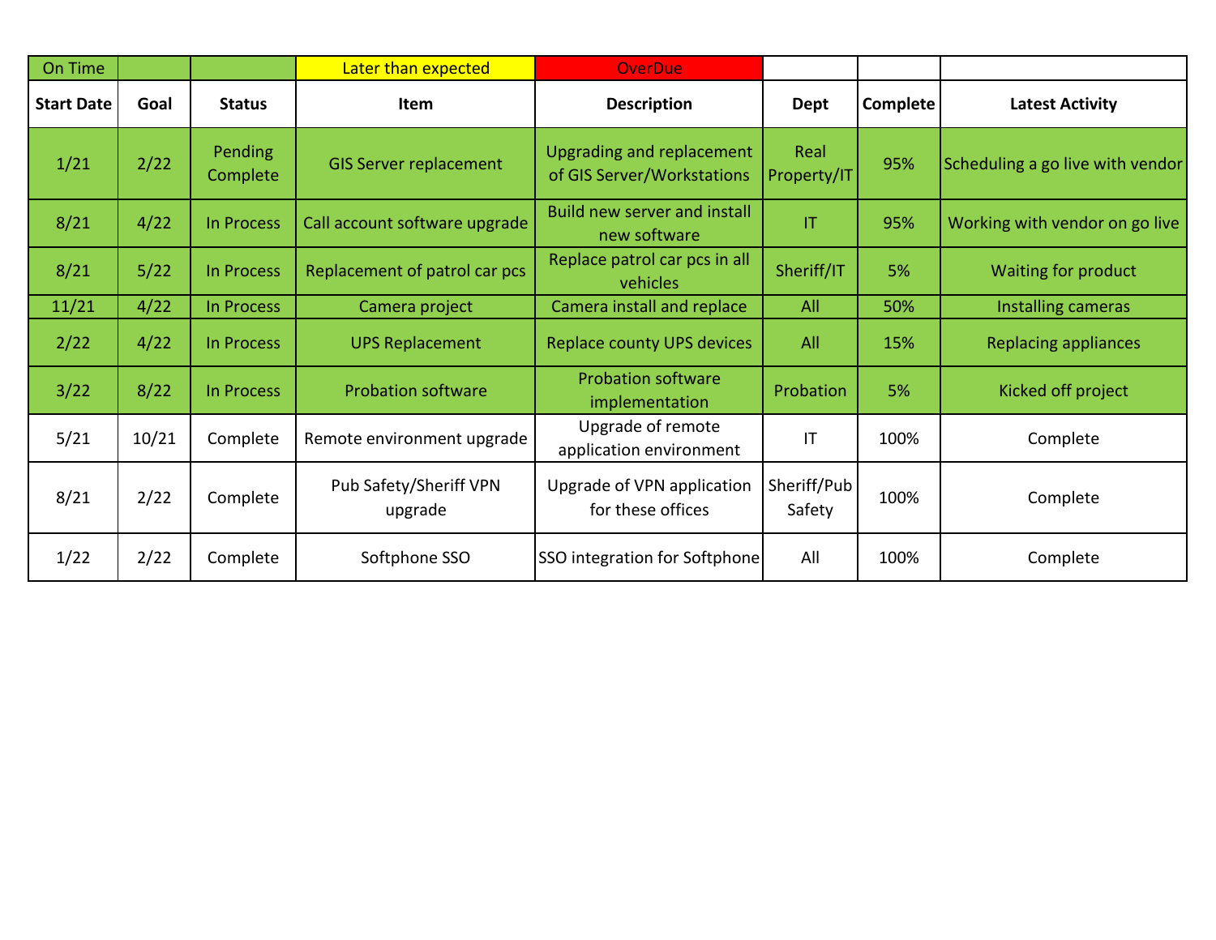| On Time | | | Later than expected | OverDue | | | |
| --- | --- | --- | --- | --- | --- | --- | --- |
| **Start Date** | **Goal** | **Status** | **Item** | **Description** | **Dept** | **Complete** | **Latest Activity** |
| 1/21 | 2/22 | Pending Complete | GIS Server replacement | Upgrading and replacement of GIS Server/Workstations | Real Property/IT | 95% | Scheduling a go live with vendor |
| 8/21 | 4/22 | In Process | Call account software upgrade | Build new server and install new software | IT | 95% | Working with vendor on go live |
| 8/21 | 5/22 | In Process | Replacement of patrol car pcs | Replace patrol car pcs in all vehicles | Sheriff/IT | 5% | Waiting for product |
| 11/21 | 4/22 | In Process | Camera project | Camera install and replace | All | 50% | Installing cameras |
| 2/22 | 4/22 | In Process | UPS Replacement | Replace county UPS devices | All | 15% | Replacing appliances |
| 3/22 | 8/22 | In Process | Probation software | Probation software implementation | Probation | 5% | Kicked off project |
| 5/21 | 10/21 | Complete | Remote environment upgrade | Upgrade of remote application environment | IT | 100% | Complete |
| 8/21 | 2/22 | Complete | Pub Safety/Sheriff VPN upgrade | Upgrade of VPN application for these offices | Sheriff/Pub Safety | 100% | Complete |
| 1/22 | 2/22 | Complete | Softphone SSO | SSO integration for Softphone | All | 100% | Complete |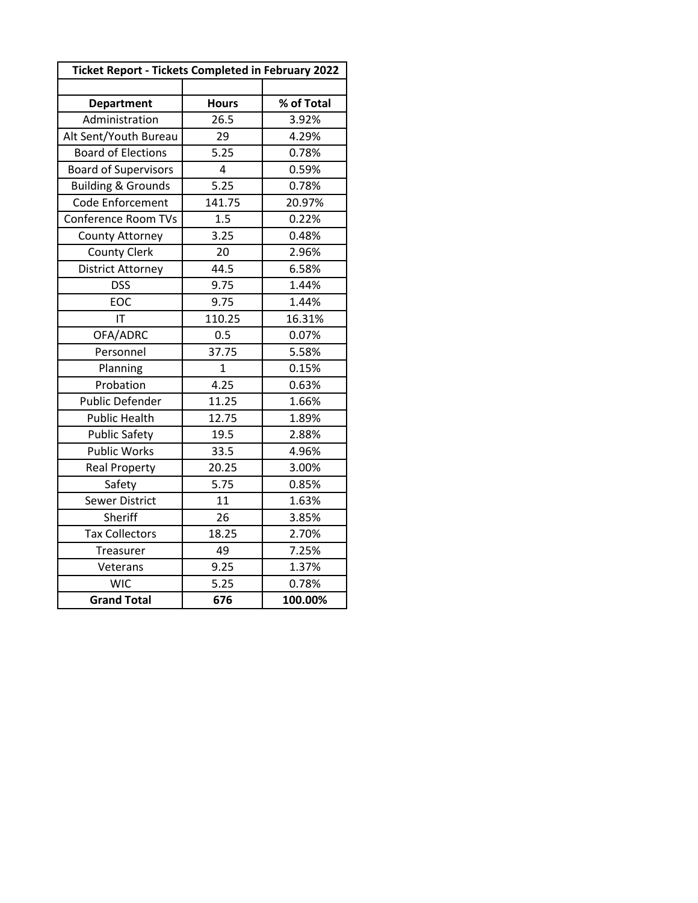| Ticket Report - Tickets Completed in February 2022 | | |
|---|---|---|
| | | |
| **Department** | **Hours** | **% of Total** |
| Administration | 26.5 | 3.92% |
| Alt Sent/Youth Bureau | 29 | 4.29% |
| Board of Elections | 5.25 | 0.78% |
| Board of Supervisors | 4 | 0.59% |
| Building & Grounds | 5.25 | 0.78% |
| Code Enforcement | 141.75 | 20.97% |
| Conference Room TVs | 1.5 | 0.22% |
| County Attorney | 3.25 | 0.48% |
| County Clerk | 20 | 2.96% |
| District Attorney | 44.5 | 6.58% |
| DSS | 9.75 | 1.44% |
| EOC | 9.75 | 1.44% |
| IT | 110.25 | 16.31% |
| OFA/ADRC | 0.5 | 0.07% |
| Personnel | 37.75 | 5.58% |
| Planning | 1 | 0.15% |
| Probation | 4.25 | 0.63% |
| Public Defender | 11.25 | 1.66% |
| Public Health | 12.75 | 1.89% |
| Public Safety | 19.5 | 2.88% |
| Public Works | 33.5 | 4.96% |
| Real Property | 20.25 | 3.00% |
| Safety | 5.75 | 0.85% |
| Sewer District | 11 | 1.63% |
| Sheriff | 26 | 3.85% |
| Tax Collectors | 18.25 | 2.70% |
| Treasurer | 49 | 7.25% |
| Veterans | 9.25 | 1.37% |
| WIC | 5.25 | 0.78% |
| **Grand Total** | **676** | **100.00%** |